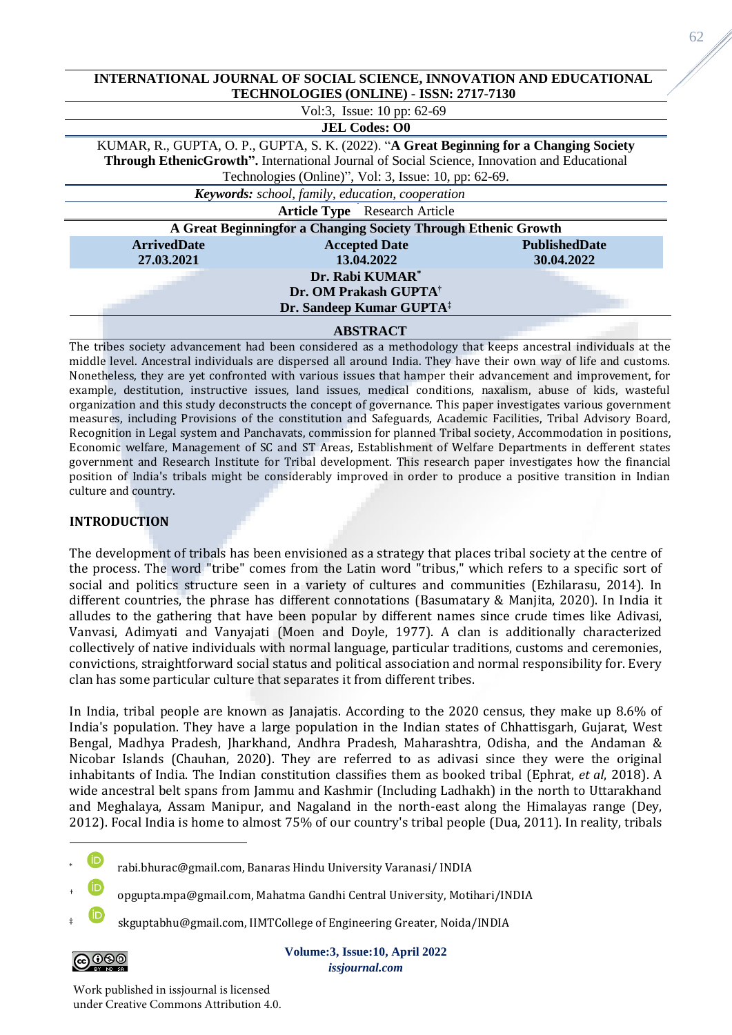**INTERNATIONAL JOURNAL OF SOCIAL SCIENCE, INNOVATION AND EDUCATIONAL TECHNOLOGIES (ONLINE) - ISSN: 2717-7130**

Vol:3, Issue: 10 pp: 62-69

**JEL Codes: O0**

KUMAR, R., GUPTA, O. P., GUPTA, S. K. (2022). "**A Great Beginning for a Changing Society Through EthenicGrowth".** International Journal of Social Science, Innovation and Educational Technologies (Online)", Vol: 3, Issue: 10, pp: 62-69.

***Keywords:*** *school, family, education, cooperation*

**Article Type** Research Article

# A Great Beginningfor a Changing Society Through Ethenic Growth

| ArrivedDate | Accepted Date | PublishedDate |
|---|---|---|
| 27.03.2021 | 13.04.2022 | 30.04.2022 |

**Dr. Rabi KUMAR***

**Dr. OM Prakash GUPTA†**

**Dr. Sandeep Kumar GUPTA‡**

## ABSTRACT

The tribes society advancement had been considered as a methodology that keeps ancestral individuals at the middle level. Ancestral individuals are dispersed all around India. They have their own way of life and customs. Nonetheless, they are yet confronted with various issues that hamper their advancement and improvement, for example, destitution, instructive issues, land issues, medical conditions, naxalism, abuse of kids, wasteful organization and this study deconstructs the concept of governance. This paper investigates various government measures, including Provisions of the constitution and Safeguards, Academic Facilities, Tribal Advisory Board, Recognition in Legal system and Panchavats, commission for planned Tribal society, Accommodation in positions, Economic welfare, Management of SC and ST Areas, Establishment of Welfare Departments in defferent states government and Research Institute for Tribal development. This research paper investigates how the financial position of India's tribals might be considerably improved in order to produce a positive transition in Indian culture and country.

## INTRODUCTION

The development of tribals has been envisioned as a strategy that places tribal society at the centre of the process. The word "tribe" comes from the Latin word "tribus," which refers to a specific sort of social and politics structure seen in a variety of cultures and communities (Ezhilarasu, 2014). In different countries, the phrase has different connotations (Basumatary & Manjita, 2020). In India it alludes to the gathering that have been popular by different names since crude times like Adivasi, Vanvasi, Adimyati and Vanyajati (Moen and Doyle, 1977). A clan is additionally characterized collectively of native individuals with normal language, particular traditions, customs and ceremonies, convictions, straightforward social status and political association and normal responsibility for. Every clan has some particular culture that separates it from different tribes.

In India, tribal people are known as Janajatis. According to the 2020 census, they make up 8.6% of India's population. They have a large population in the Indian states of Chhattisgarh, Gujarat, West Bengal, Madhya Pradesh, Jharkhand, Andhra Pradesh, Maharashtra, Odisha, and the Andaman & Nicobar Islands (Chauhan, 2020). They are referred to as adivasi since they were the original inhabitants of India. The Indian constitution classifies them as booked tribal (Ephrat, *et al*, 2018). A wide ancestral belt spans from Jammu and Kashmir (Including Ladhakh) in the north to Uttarakhand and Meghalaya, Assam Manipur, and Nagaland in the north-east along the Himalayas range (Dey, 2012). Focal India is home to almost 75% of our country's tribal people (Dua, 2011). In reality, tribals

---

\* rabi.bhurac@gmail.com, Banaras Hindu University Varanasi/ INDIA

† opgupta.mpa@gmail.com, Mahatma Gandhi Central University, Motihari/INDIA

‡ skguptabhu@gmail.com, IIMTCollege of Engineering Greater, Noida/INDIA

Work published in issjournal is licensed under Creative Commons Attribution 4.0.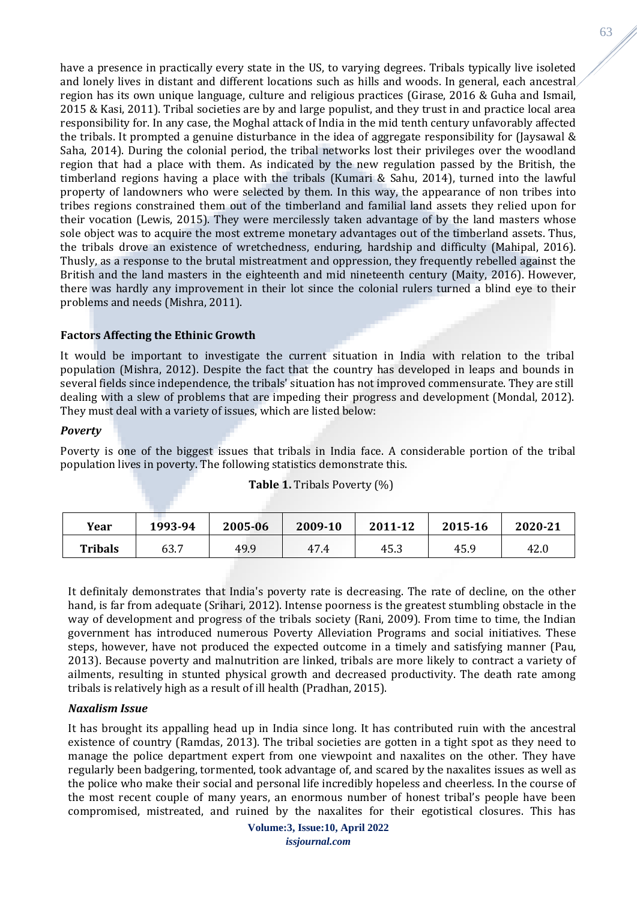have a presence in practically every state in the US, to varying degrees. Tribals typically live isoleted and lonely lives in distant and different locations such as hills and woods. In general, each ancestral region has its own unique language, culture and religious practices (Girase, 2016 & Guha and Ismail, 2015 & Kasi, 2011). Tribal societies are by and large populist, and they trust in and practice local area responsibility for. In any case, the Moghal attack of India in the mid tenth century unfavorably affected the tribals. It prompted a genuine disturbance in the idea of aggregate responsibility for (Jaysawal & Saha, 2014). During the colonial period, the tribal networks lost their privileges over the woodland region that had a place with them. As indicated by the new regulation passed by the British, the timberland regions having a place with the tribals (Kumari & Sahu, 2014), turned into the lawful property of landowners who were selected by them. In this way, the appearance of non tribes into tribes regions constrained them out of the timberland and familial land assets they relied upon for their vocation (Lewis, 2015). They were mercilessly taken advantage of by the land masters whose sole object was to acquire the most extreme monetary advantages out of the timberland assets. Thus, the tribals drove an existence of wretchedness, enduring, hardship and difficulty (Mahipal, 2016). Thusly, as a response to the brutal mistreatment and oppression, they frequently rebelled against the British and the land masters in the eighteenth and mid nineteenth century (Maity, 2016). However, there was hardly any improvement in their lot since the colonial rulers turned a blind eye to their problems and needs (Mishra, 2011).

### Factors Affecting the Ethinic Growth

It would be important to investigate the current situation in India with relation to the tribal population (Mishra, 2012). Despite the fact that the country has developed in leaps and bounds in several fields since independence, the tribals' situation has not improved commensurate. They are still dealing with a slew of problems that are impeding their progress and development (Mondal, 2012). They must deal with a variety of issues, which are listed below:

#### *Poverty*

Poverty is one of the biggest issues that tribals in India face. A considerable portion of the tribal population lives in poverty. The following statistics demonstrate this.

**Table 1.** Tribals Poverty (%)

| Year | 1993-94 | 2005-06 | 2009-10 | 2011-12 | 2015-16 | 2020-21 |
|---|---|---|---|---|---|---|
| **Tribals** | 63.7 | 49.9 | 47.4 | 45.3 | 45.9 | 42.0 |

It definitaly demonstrates that India's poverty rate is decreasing. The rate of decline, on the other hand, is far from adequate (Srihari, 2012). Intense poorness is the greatest stumbling obstacle in the way of development and progress of the tribals society (Rani, 2009). From time to time, the Indian government has introduced numerous Poverty Alleviation Programs and social initiatives. These steps, however, have not produced the expected outcome in a timely and satisfying manner (Pau, 2013). Because poverty and malnutrition are linked, tribals are more likely to contract a variety of ailments, resulting in stunted physical growth and decreased productivity. The death rate among tribals is relatively high as a result of ill health (Pradhan, 2015).

#### *Naxalism Issue*

It has brought its appalling head up in India since long. It has contributed ruin with the ancestral existence of country (Ramdas, 2013). The tribal societies are gotten in a tight spot as they need to manage the police department expert from one viewpoint and naxalites on the other. They have regularly been badgering, tormented, took advantage of, and scared by the naxalites issues as well as the police who make their social and personal life incredibly hopeless and cheerless. In the course of the most recent couple of many years, an enormous number of honest tribal's people have been compromised, mistreated, and ruined by the naxalites for their egotistical closures. This has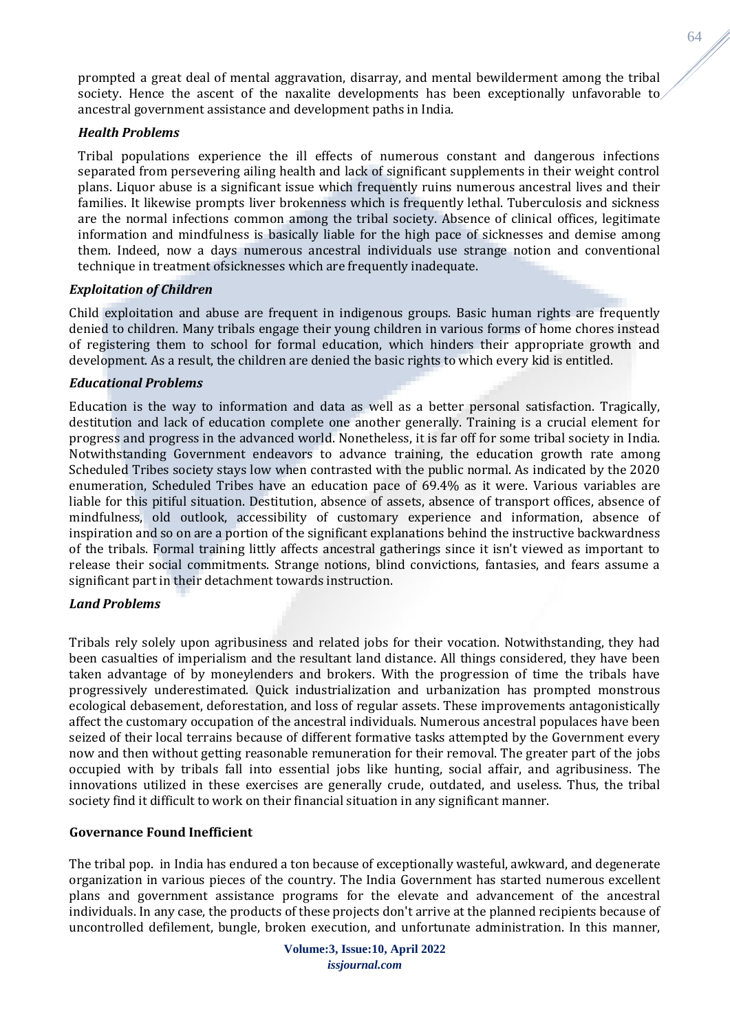prompted a great deal of mental aggravation, disarray, and mental bewilderment among the tribal society. Hence the ascent of the naxalite developments has been exceptionally unfavorable to ancestral government assistance and development paths in India.

### *Health Problems*

Tribal populations experience the ill effects of numerous constant and dangerous infections separated from persevering ailing health and lack of significant supplements in their weight control plans. Liquor abuse is a significant issue which frequently ruins numerous ancestral lives and their families. It likewise prompts liver brokenness which is frequently lethal. Tuberculosis and sickness are the normal infections common among the tribal society. Absence of clinical offices, legitimate information and mindfulness is basically liable for the high pace of sicknesses and demise among them. Indeed, now a days numerous ancestral individuals use strange notion and conventional technique in treatment ofsicknesses which are frequently inadequate.

### *Exploitation of Children*

Child exploitation and abuse are frequent in indigenous groups. Basic human rights are frequently denied to children. Many tribals engage their young children in various forms of home chores instead of registering them to school for formal education, which hinders their appropriate growth and development. As a result, the children are denied the basic rights to which every kid is entitled.

### *Educational Problems*

Education is the way to information and data as well as a better personal satisfaction. Tragically, destitution and lack of education complete one another generally. Training is a crucial element for progress and progress in the advanced world. Nonetheless, it is far off for some tribal society in India. Notwithstanding Government endeavors to advance training, the education growth rate among Scheduled Tribes society stays low when contrasted with the public normal. As indicated by the 2020 enumeration, Scheduled Tribes have an education pace of 69.4% as it were. Various variables are liable for this pitiful situation. Destitution, absence of assets, absence of transport offices, absence of mindfulness, old outlook, accessibility of customary experience and information, absence of inspiration and so on are a portion of the significant explanations behind the instructive backwardness of the tribals. Formal training littly affects ancestral gatherings since it isn't viewed as important to release their social commitments. Strange notions, blind convictions, fantasies, and fears assume a significant part in their detachment towards instruction.

### *Land Problems*

Tribals rely solely upon agribusiness and related jobs for their vocation. Notwithstanding, they had been casualties of imperialism and the resultant land distance. All things considered, they have been taken advantage of by moneylenders and brokers. With the progression of time the tribals have progressively underestimated. Quick industrialization and urbanization has prompted monstrous ecological debasement, deforestation, and loss of regular assets. These improvements antagonistically affect the customary occupation of the ancestral individuals. Numerous ancestral populaces have been seized of their local terrains because of different formative tasks attempted by the Government every now and then without getting reasonable remuneration for their removal. The greater part of the jobs occupied with by tribals fall into essential jobs like hunting, social affair, and agribusiness. The innovations utilized in these exercises are generally crude, outdated, and useless. Thus, the tribal society find it difficult to work on their financial situation in any significant manner.

### **Governance Found Inefficient**

The tribal pop. in India has endured a ton because of exceptionally wasteful, awkward, and degenerate organization in various pieces of the country. The India Government has started numerous excellent plans and government assistance programs for the elevate and advancement of the ancestral individuals. In any case, the products of these projects don't arrive at the planned recipients because of uncontrolled defilement, bungle, broken execution, and unfortunate administration. In this manner,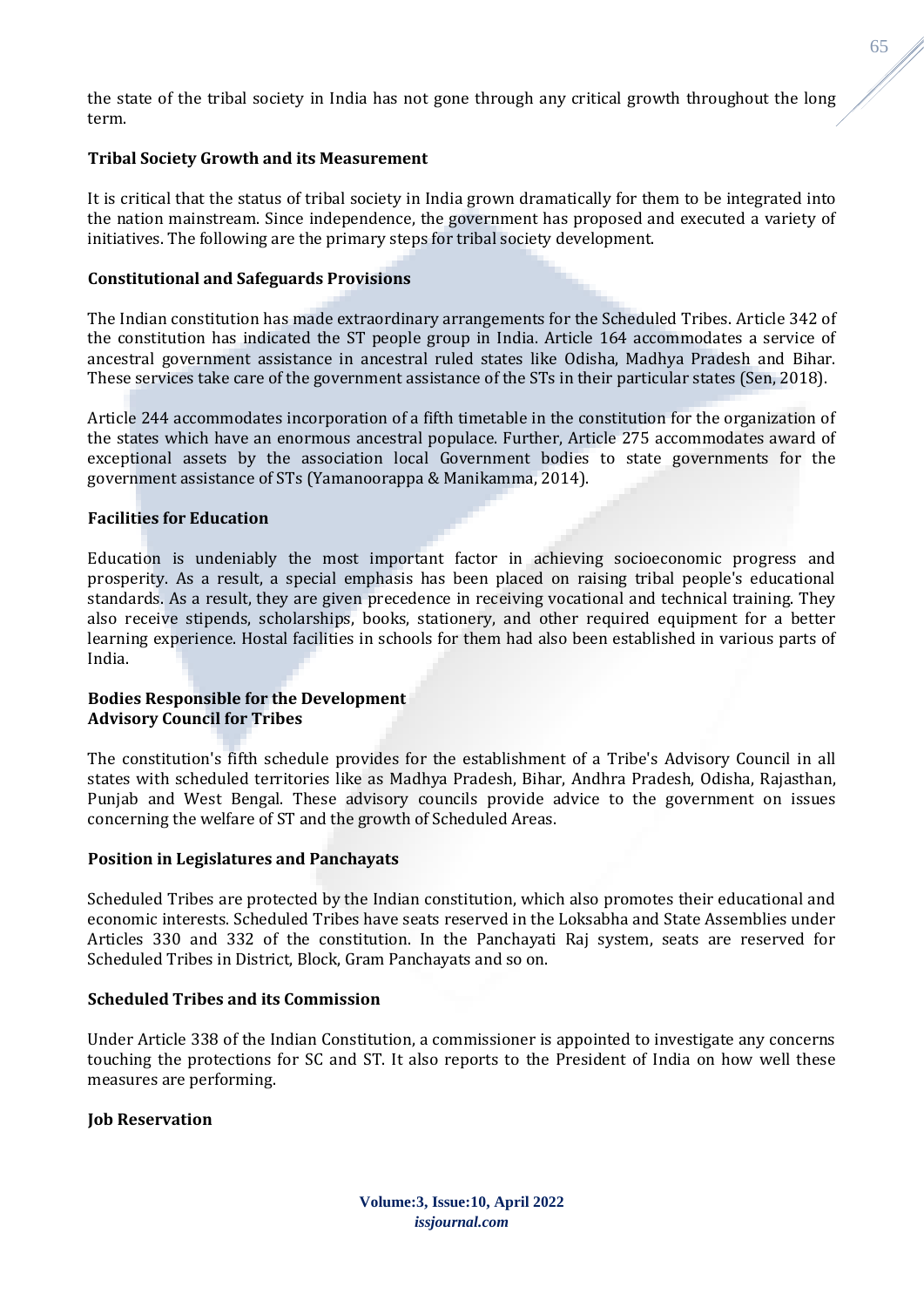the state of the tribal society in India has not gone through any critical growth throughout the long term.

### Tribal Society Growth and its Measurement

It is critical that the status of tribal society in India grown dramatically for them to be integrated into the nation mainstream. Since independence, the government has proposed and executed a variety of initiatives. The following are the primary steps for tribal society development.

### Constitutional and Safeguards Provisions

The Indian constitution has made extraordinary arrangements for the Scheduled Tribes. Article 342 of the constitution has indicated the ST people group in India. Article 164 accommodates a service of ancestral government assistance in ancestral ruled states like Odisha, Madhya Pradesh and Bihar. These services take care of the government assistance of the STs in their particular states (Sen, 2018).

Article 244 accommodates incorporation of a fifth timetable in the constitution for the organization of the states which have an enormous ancestral populace. Further, Article 275 accommodates award of exceptional assets by the association local Government bodies to state governments for the government assistance of STs (Yamanoorappa & Manikamma, 2014).

### Facilities for Education

Education is undeniably the most important factor in achieving socioeconomic progress and prosperity. As a result, a special emphasis has been placed on raising tribal people's educational standards. As a result, they are given precedence in receiving vocational and technical training. They also receive stipends, scholarships, books, stationery, and other required equipment for a better learning experience. Hostal facilities in schools for them had also been established in various parts of India.

### Bodies Responsible for the Development

### Advisory Council for Tribes

The constitution's fifth schedule provides for the establishment of a Tribe's Advisory Council in all states with scheduled territories like as Madhya Pradesh, Bihar, Andhra Pradesh, Odisha, Rajasthan, Punjab and West Bengal. These advisory councils provide advice to the government on issues concerning the welfare of ST and the growth of Scheduled Areas.

### Position in Legislatures and Panchayats

Scheduled Tribes are protected by the Indian constitution, which also promotes their educational and economic interests. Scheduled Tribes have seats reserved in the Loksabha and State Assemblies under Articles 330 and 332 of the constitution. In the Panchayati Raj system, seats are reserved for Scheduled Tribes in District, Block, Gram Panchayats and so on.

### Scheduled Tribes and its Commission

Under Article 338 of the Indian Constitution, a commissioner is appointed to investigate any concerns touching the protections for SC and ST. It also reports to the President of India on how well these measures are performing.

### Job Reservation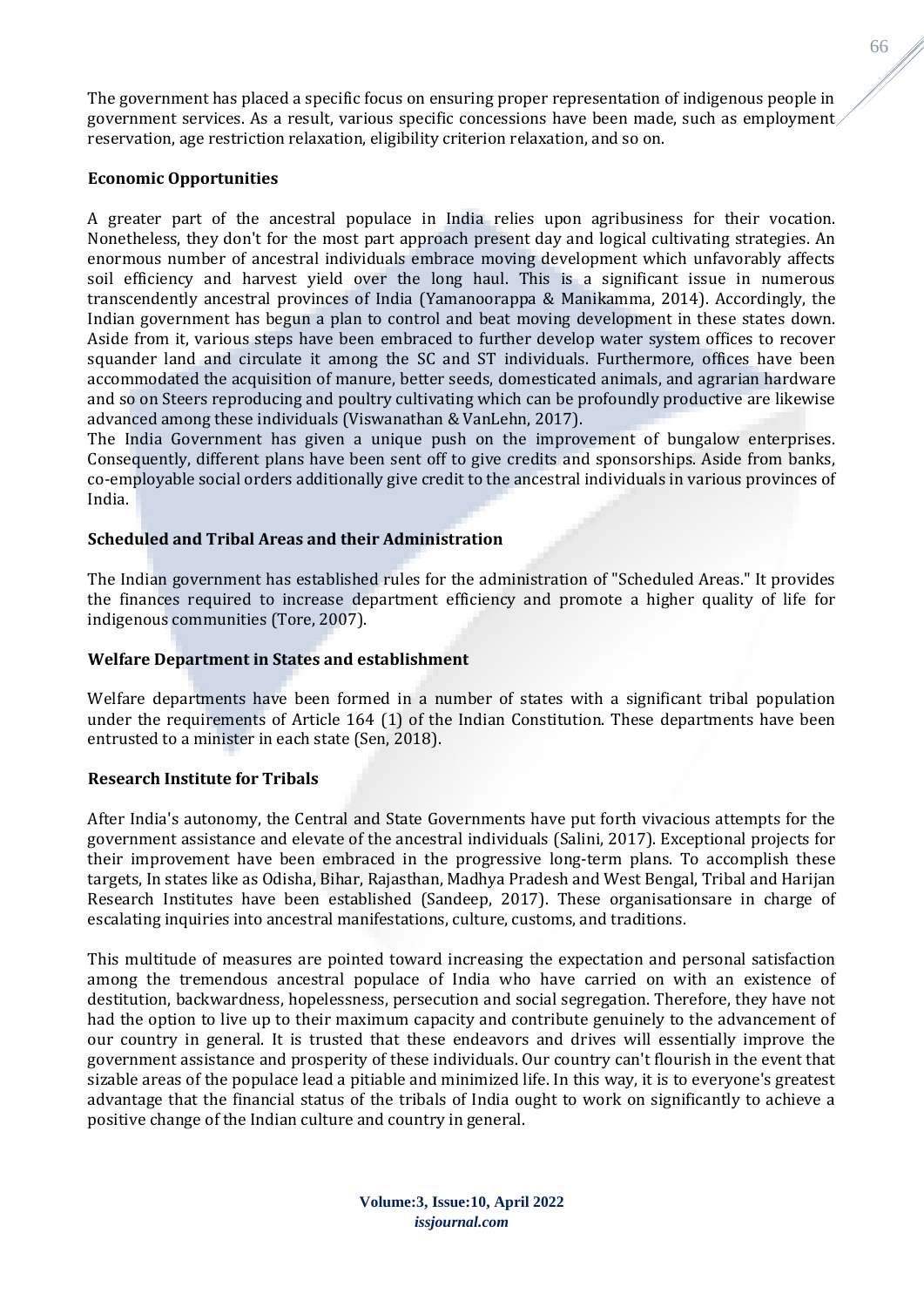The government has placed a specific focus on ensuring proper representation of indigenous people in government services. As a result, various specific concessions have been made, such as employment reservation, age restriction relaxation, eligibility criterion relaxation, and so on.

**Economic Opportunities**

A greater part of the ancestral populace in India relies upon agribusiness for their vocation. Nonetheless, they don't for the most part approach present day and logical cultivating strategies. An enormous number of ancestral individuals embrace moving development which unfavorably affects soil efficiency and harvest yield over the long haul. This is a significant issue in numerous transcendently ancestral provinces of India (Yamanoorappa & Manikamma, 2014). Accordingly, the Indian government has begun a plan to control and beat moving development in these states down. Aside from it, various steps have been embraced to further develop water system offices to recover squander land and circulate it among the SC and ST individuals. Furthermore, offices have been accommodated the acquisition of manure, better seeds, domesticated animals, and agrarian hardware and so on Steers reproducing and poultry cultivating which can be profoundly productive are likewise advanced among these individuals (Viswanathan & VanLehn, 2017).
The India Government has given a unique push on the improvement of bungalow enterprises. Consequently, different plans have been sent off to give credits and sponsorships. Aside from banks, co-employable social orders additionally give credit to the ancestral individuals in various provinces of India.

**Scheduled and Tribal Areas and their Administration**

The Indian government has established rules for the administration of "Scheduled Areas." It provides the finances required to increase department efficiency and promote a higher quality of life for indigenous communities (Tore, 2007).

**Welfare Department in States and establishment**

Welfare departments have been formed in a number of states with a significant tribal population under the requirements of Article 164 (1) of the Indian Constitution. These departments have been entrusted to a minister in each state (Sen, 2018).

**Research Institute for Tribals**

After India's autonomy, the Central and State Governments have put forth vivacious attempts for the government assistance and elevate of the ancestral individuals (Salini, 2017). Exceptional projects for their improvement have been embraced in the progressive long-term plans. To accomplish these targets, In states like as Odisha, Bihar, Rajasthan, Madhya Pradesh and West Bengal, Tribal and Harijan Research Institutes have been established (Sandeep, 2017). These organisationsare in charge of escalating inquiries into ancestral manifestations, culture, customs, and traditions.

This multitude of measures are pointed toward increasing the expectation and personal satisfaction among the tremendous ancestral populace of India who have carried on with an existence of destitution, backwardness, hopelessness, persecution and social segregation. Therefore, they have not had the option to live up to their maximum capacity and contribute genuinely to the advancement of our country in general. It is trusted that these endeavors and drives will essentially improve the government assistance and prosperity of these individuals. Our country can't flourish in the event that sizable areas of the populace lead a pitiable and minimized life. In this way, it is to everyone's greatest advantage that the financial status of the tribals of India ought to work on significantly to achieve a positive change of the Indian culture and country in general.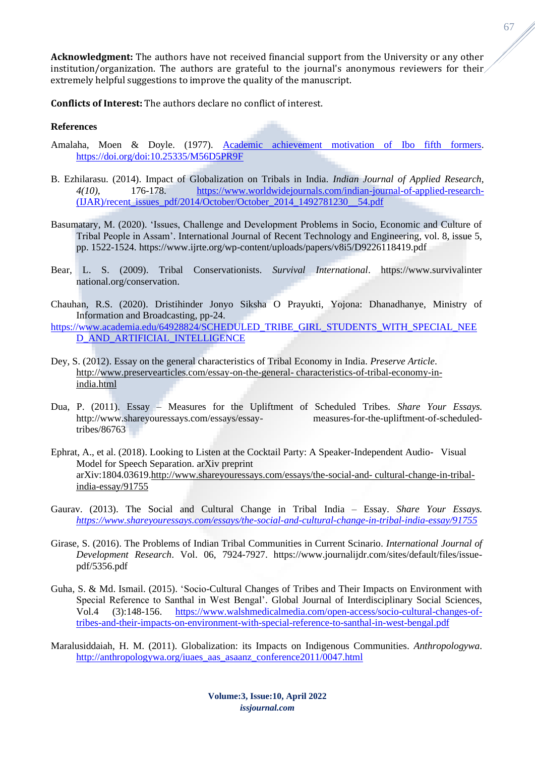**Acknowledgment:** The authors have not received financial support from the University or any other institution/organization. The authors are grateful to the journal's anonymous reviewers for their extremely helpful suggestions to improve the quality of the manuscript.

**Conflicts of Interest:** The authors declare no conflict of interest.

**References**

Amalaha, Moen & Doyle. (1977). Academic achievement motivation of Ibo fifth formers. https://doi.org/doi:10.25335/M56D5PR9F

B. Ezhilarasu. (2014). Impact of Globalization on Tribals in India. *Indian Journal of Applied Research*, *4(10)*, 176-178. https://www.worldwidejournals.com/indian-journal-of-applied-research-(IJAR)/recent_issues_pdf/2014/October/October_2014_1492781230__54.pdf

Basumatary, M. (2020). 'Issues, Challenge and Development Problems in Socio, Economic and Culture of Tribal People in Assam'. International Journal of Recent Technology and Engineering, vol. 8, issue 5, pp. 1522-1524. https://www.ijrte.org/wp-content/uploads/papers/v8i5/D9226118419.pdf

Bear, L. S. (2009). Tribal Conservationists. *Survival International*. https://www.survivalinternational.org/conservation.

Chauhan, R.S. (2020). Dristihinder Jonyo Siksha O Prayukti, Yojona: Dhanadhanye, Ministry of Information and Broadcasting, pp-24.
https://www.academia.edu/64928824/SCHEDULED_TRIBE_GIRL_STUDENTS_WITH_SPECIAL_NEED_AND_ARTIFICIAL_INTELLIGENCE

Dey, S. (2012). Essay on the general characteristics of Tribal Economy in India. *Preserve Article*. http://www.preservearticles.com/essay-on-the-general- characteristics-of-tribal-economy-in-india.html

Dua, P. (2011). Essay – Measures for the Upliftment of Scheduled Tribes. *Share Your Essays.* http://www.shareyouressays.com/essays/essay- measures-for-the-upliftment-of-scheduled-tribes/86763

Ephrat, A., et al. (2018). Looking to Listen at the Cocktail Party: A Speaker-Independent Audio- Visual Model for Speech Separation. arXiv preprint arXiv:1804.03619.http://www.shareyouressays.com/essays/the-social-and- cultural-change-in-tribal-india-essay/91755

Gaurav. (2013). The Social and Cultural Change in Tribal India – Essay. *Share Your Essays. https://www.shareyouressays.com/essays/the-social-and-cultural-change-in-tribal-india-essay/91755*

Girase, S. (2016). The Problems of Indian Tribal Communities in Current Scinario. *International Journal of Development Research*. Vol. 06, 7924-7927. https://www.journalijdr.com/sites/default/files/issue-pdf/5356.pdf

Guha, S. & Md. Ismail. (2015). 'Socio-Cultural Changes of Tribes and Their Impacts on Environment with Special Reference to Santhal in West Bengal'. Global Journal of Interdisciplinary Social Sciences, Vol.4 (3):148-156. https://www.walshmedicalmedia.com/open-access/socio-cultural-changes-of-tribes-and-their-impacts-on-environment-with-special-reference-to-santhal-in-west-bengal.pdf

Maralusiddaiah, H. M. (2011). Globalization: its Impacts on Indigenous Communities. *Anthropologywa*. http://anthropologywa.org/iuaes_aas_asaanz_conference2011/0047.html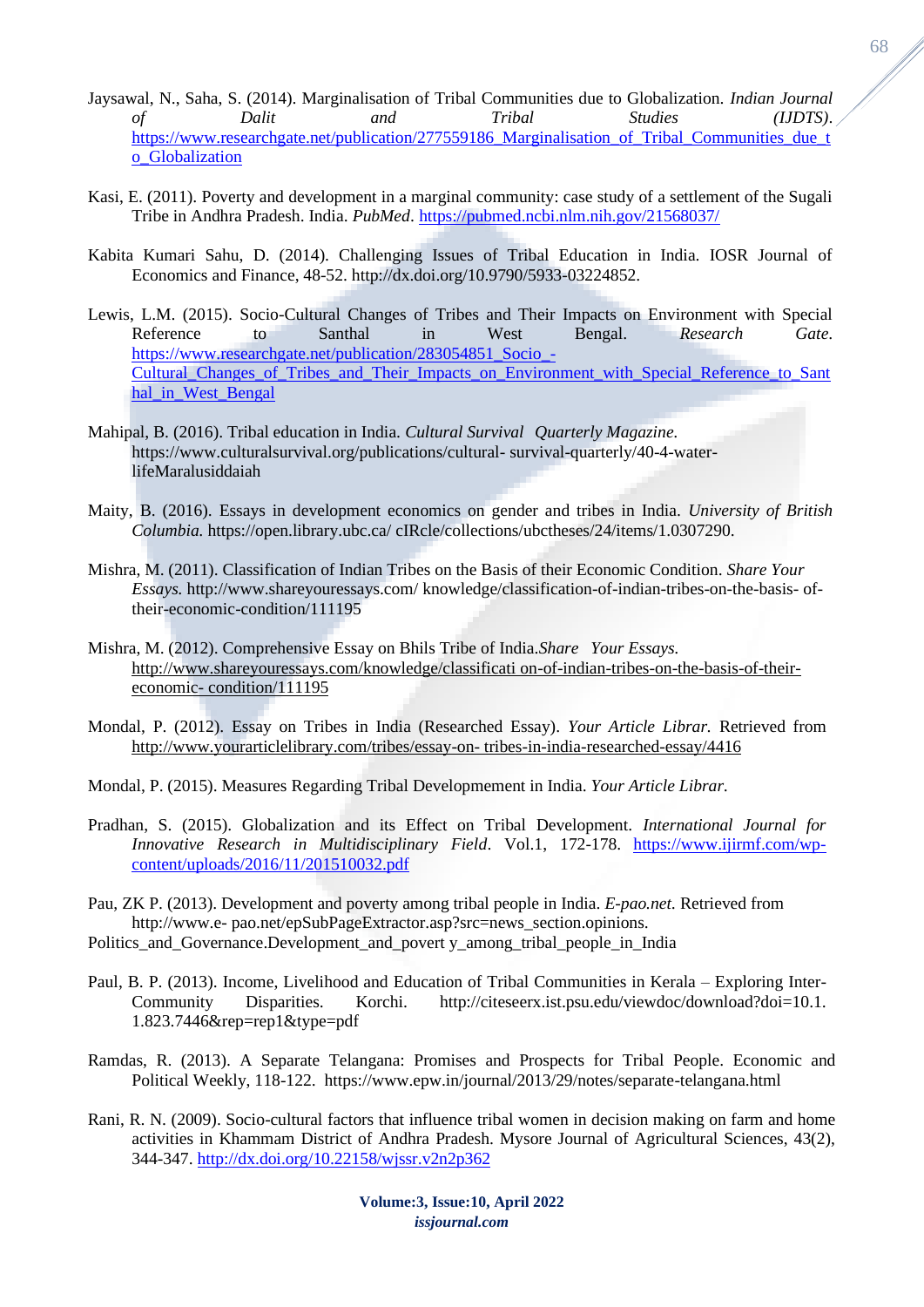Jaysawal, N., Saha, S. (2014). Marginalisation of Tribal Communities due to Globalization. *Indian Journal of Dalit and Tribal Studies (IJDTS)*. https://www.researchgate.net/publication/277559186_Marginalisation_of_Tribal_Communities_due_to_Globalization

Kasi, E. (2011). Poverty and development in a marginal community: case study of a settlement of the Sugali Tribe in Andhra Pradesh. India. *PubMed*. https://pubmed.ncbi.nlm.nih.gov/21568037/

Kabita Kumari Sahu, D. (2014). Challenging Issues of Tribal Education in India. IOSR Journal of Economics and Finance, 48-52. http://dx.doi.org/10.9790/5933-03224852.

Lewis, L.M. (2015). Socio-Cultural Changes of Tribes and Their Impacts on Environment with Special Reference to Santhal in West Bengal. *Research Gate*. https://www.researchgate.net/publication/283054851_Socio_-Cultural_Changes_of_Tribes_and_Their_Impacts_on_Environment_with_Special_Reference_to_Santhal_in_West_Bengal

Mahipal, B. (2016). Tribal education in India. *Cultural Survival Quarterly Magazine.* https://www.culturalsurvival.org/publications/cultural- survival-quarterly/40-4-water-lifeMaralusiddaiah

Maity, B. (2016). Essays in development economics on gender and tribes in India. *University of British Columbia.* https://open.library.ubc.ca/ cIRcle/collections/ubctheses/24/items/1.0307290.

Mishra, M. (2011). Classification of Indian Tribes on the Basis of their Economic Condition. *Share Your Essays.* http://www.shareyouressays.com/ knowledge/classification-of-indian-tribes-on-the-basis- of-their-economic-condition/111195

Mishra, M. (2012). Comprehensive Essay on Bhils Tribe of India.*Share Your Essays.* http://www.shareyouressays.com/knowledge/classificati on-of-indian-tribes-on-the-basis-of-their-economic- condition/111195

Mondal, P. (2012). Essay on Tribes in India (Researched Essay). *Your Article Librar.* Retrieved from http://www.yourarticlelibrary.com/tribes/essay-on- tribes-in-india-researched-essay/4416

Mondal, P. (2015). Measures Regarding Tribal Developement in India. *Your Article Librar.*

Pradhan, S. (2015). Globalization and its Effect on Tribal Development. *International Journal for Innovative Research in Multidisciplinary Field*. Vol.1, 172-178. https://www.ijirmf.com/wp-content/uploads/2016/11/201510032.pdf

Pau, ZK P. (2013). Development and poverty among tribal people in India. *E-pao.net*. Retrieved from http://www.e- pao.net/epSubPageExtractor.asp?src=news_section.opinions.
Politics_and_Governance.Development_and_povert y_among_tribal_people_in_India

Paul, B. P. (2013). Income, Livelihood and Education of Tribal Communities in Kerala – Exploring Inter-Community Disparities. Korchi. http://citeseerx.ist.psu.edu/viewdoc/download?doi=10.1.1.823.7446&rep=rep1&type=pdf

Ramdas, R. (2013). A Separate Telangana: Promises and Prospects for Tribal People. Economic and Political Weekly, 118-122. https://www.epw.in/journal/2013/29/notes/separate-telangana.html

Rani, R. N. (2009). Socio-cultural factors that influence tribal women in decision making on farm and home activities in Khammam District of Andhra Pradesh. Mysore Journal of Agricultural Sciences, 43(2), 344-347. http://dx.doi.org/10.22158/wjssr.v2n2p362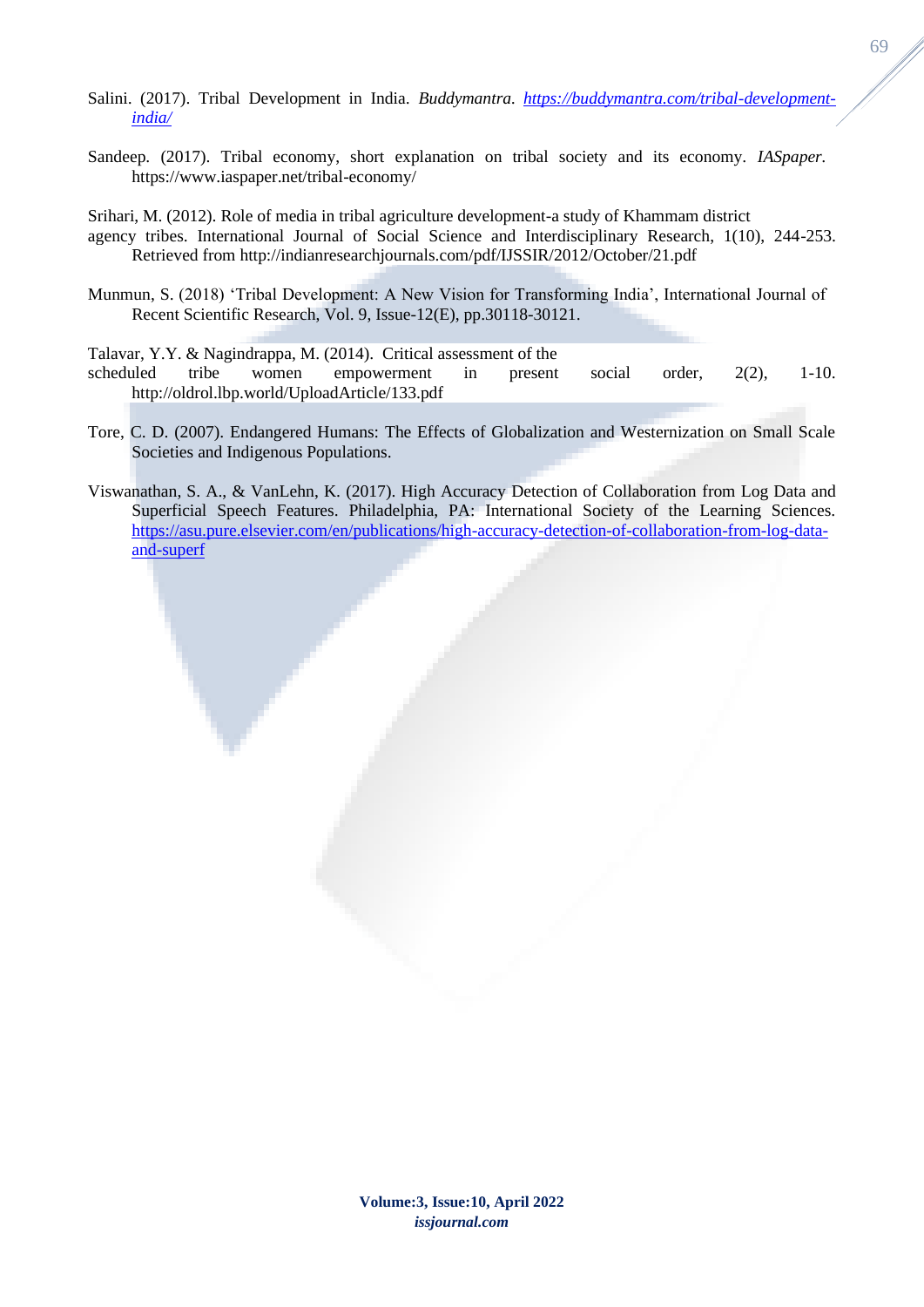Salini. (2017). Tribal Development in India. *Buddymantra*. [*https://buddymantra.com/tribal-development-india/*](https://buddymantra.com/tribal-development-india/)

Sandeep. (2017). Tribal economy, short explanation on tribal society and its economy. *IASpaper*. https://www.iaspaper.net/tribal-economy/

Srihari, M. (2012). Role of media in tribal agriculture development-a study of Khammam district agency tribes. International Journal of Social Science and Interdisciplinary Research, 1(10), 244-253. Retrieved from http://indianresearchjournals.com/pdf/IJSSIR/2012/October/21.pdf

Munmun, S. (2018) 'Tribal Development: A New Vision for Transforming India', International Journal of Recent Scientific Research, Vol. 9, Issue-12(E), pp.30118-30121.

Talavar, Y.Y. & Nagindrappa, M. (2014). Critical assessment of the scheduled tribe women empowerment in present social order, 2(2), 1-10. http://oldrol.lbp.world/UploadArticle/133.pdf

Tore, C. D. (2007). Endangered Humans: The Effects of Globalization and Westernization on Small Scale Societies and Indigenous Populations.

Viswanathan, S. A., & VanLehn, K. (2017). High Accuracy Detection of Collaboration from Log Data and Superficial Speech Features. Philadelphia, PA: International Society of the Learning Sciences. [https://asu.pure.elsevier.com/en/publications/high-accuracy-detection-of-collaboration-from-log-data-and-superf](https://asu.pure.elsevier.com/en/publications/high-accuracy-detection-of-collaboration-from-log-data-and-superf)